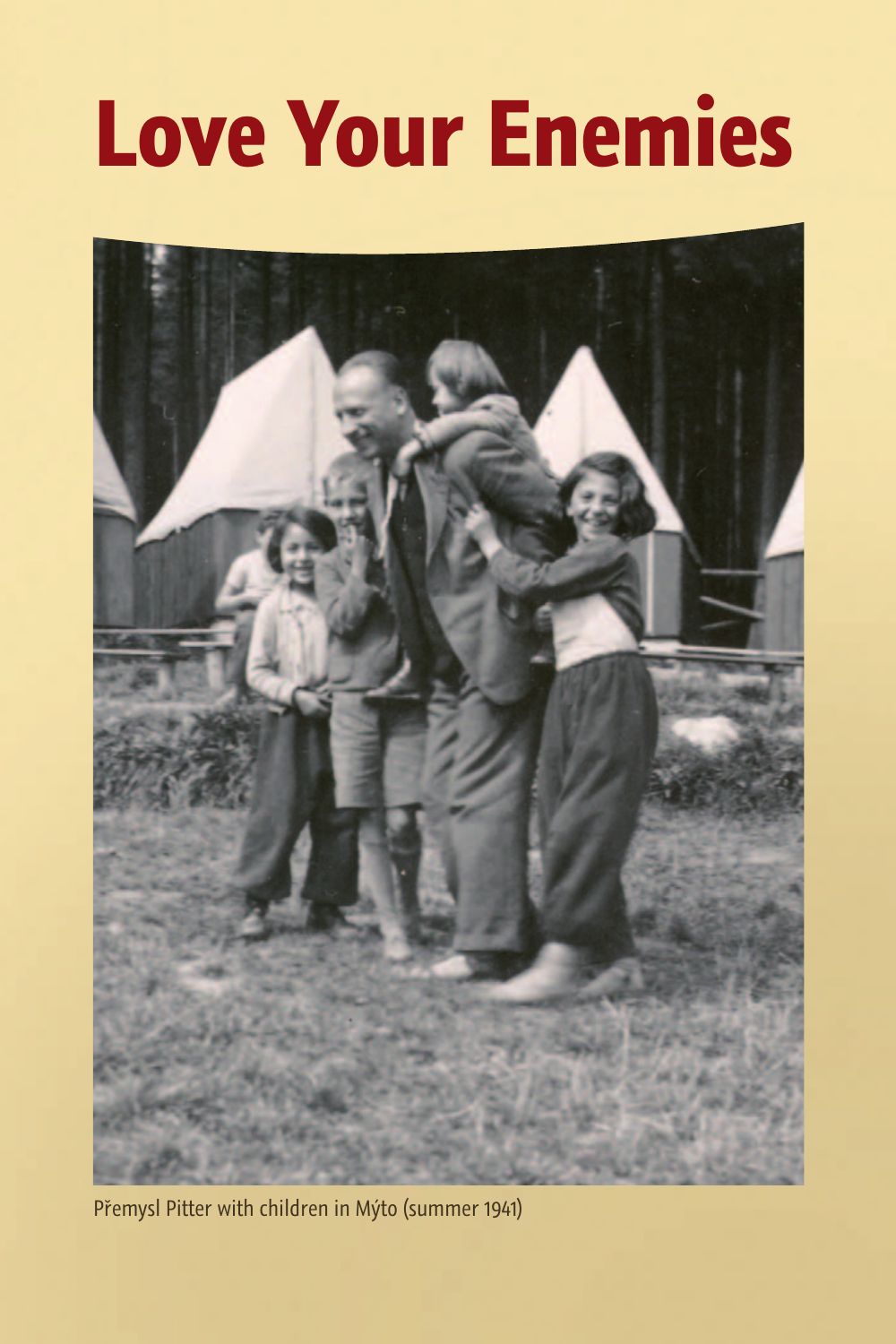# Love Your Enemies

Přemysl Pitter with children in Mýto (summer 1941)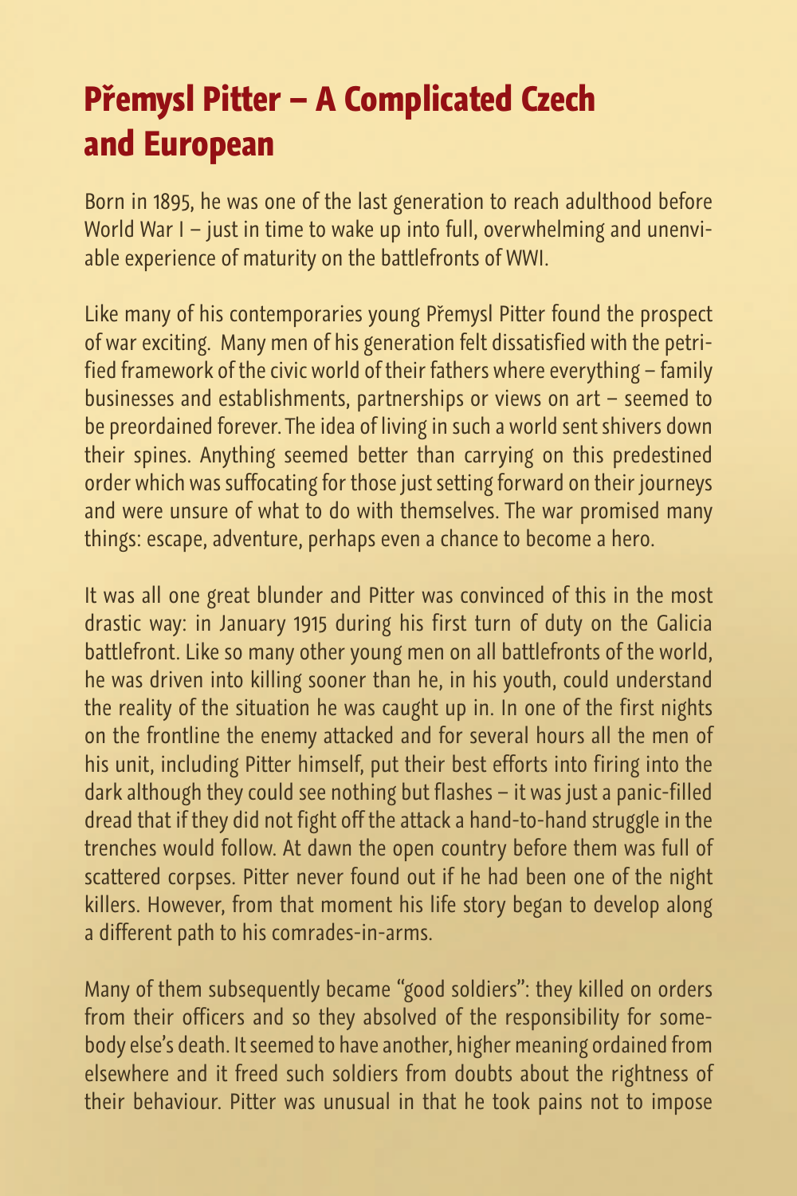# Přemysl Pitter – A Complicated Czech and European

Born in 1895, he was one of the last generation to reach adulthood before World War I – just in time to wake up into full, overwhelming and unenviable experience of maturity on the battlefronts of WWI.

Like many of his contemporaries young Přemysl Pitter found the prospect of war exciting. Many men of his generation felt dissatisfied with the petrified framework of the civic world of their fathers where everything – family businesses and establishments, partnerships or views on art – seemed to be preordained forever. The idea of living in such a world sent shivers down their spines. Anything seemed better than carrying on this predestined order which was suffocating for those just setting forward on their journeys and were unsure of what to do with themselves. The war promised many things: escape, adventure, perhaps even a chance to become a hero.

It was all one great blunder and Pitter was convinced of this in the most drastic way: in January 1915 during his first turn of duty on the Galicia battlefront. Like so many other young men on all battlefronts of the world, he was driven into killing sooner than he, in his youth, could understand the reality of the situation he was caught up in. In one of the first nights on the frontline the enemy attacked and for several hours all the men of his unit, including Pitter himself, put their best efforts into firing into the dark although they could see nothing but flashes – it was just a panic-filled dread that if they did not fight off the attack a hand-to-hand struggle in the trenches would follow. At dawn the open country before them was full of scattered corpses. Pitter never found out if he had been one of the night killers. However, from that moment his life story began to develop along a different path to his comrades-in-arms.

Many of them subsequently became "good soldiers": they killed on orders from their officers and so they absolved of the responsibility for somebody else's death. It seemed to have another, higher meaning ordained from elsewhere and it freed such soldiers from doubts about the rightness of their behaviour. Pitter was unusual in that he took pains not to impose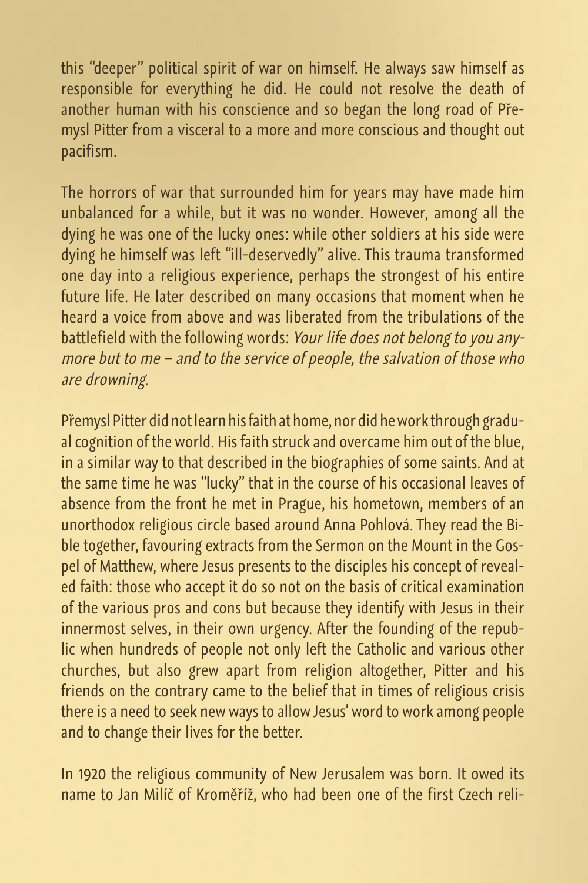this "deeper" political spirit of war on himself. He always saw himself as responsible for everything he did. He could not resolve the death of another human with his conscience and so began the long road of Přemysl Pitter from a visceral to a more and more conscious and thought out pacifism.

The horrors of war that surrounded him for years may have made him unbalanced for a while, but it was no wonder. However, among all the dying he was one of the lucky ones: while other soldiers at his side were dying he himself was left "ill-deservedly" alive. This trauma transformed one day into a religious experience, perhaps the strongest of his entire future life. He later described on many occasions that moment when he heard a voice from above and was liberated from the tribulations of the battlefield with the following words: *Your life does not belong to you anymore but to me – and to the service of people, the salvation of those who are drowning.*

Přemysl Pitter did not learn his faith at home, nor did he work through gradual cognition of the world. His faith struck and overcame him out of the blue, in a similar way to that described in the biographies of some saints. And at the same time he was "lucky" that in the course of his occasional leaves of absence from the front he met in Prague, his hometown, members of an unorthodox religious circle based around Anna Pohlová. They read the Bible together, favouring extracts from the Sermon on the Mount in the Gospel of Matthew, where Jesus presents to the disciples his concept of revealed faith: those who accept it do so not on the basis of critical examination of the various pros and cons but because they identify with Jesus in their innermost selves, in their own urgency. After the founding of the republic when hundreds of people not only left the Catholic and various other churches, but also grew apart from religion altogether, Pitter and his friends on the contrary came to the belief that in times of religious crisis there is a need to seek new ways to allow Jesus' word to work among people and to change their lives for the better.

In 1920 the religious community of New Jerusalem was born. It owed its name to Jan Milíč of Kroměříž, who had been one of the first Czech reli-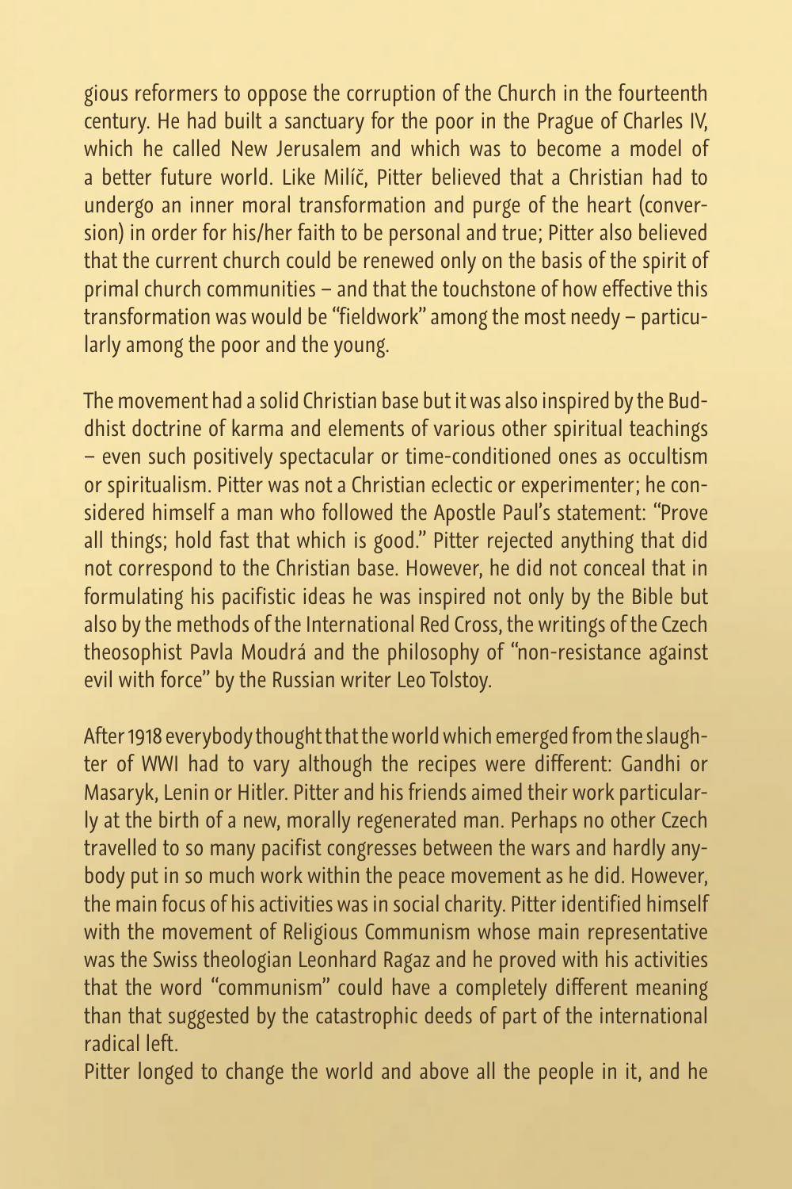gious reformers to oppose the corruption of the Church in the fourteenth century. He had built a sanctuary for the poor in the Prague of Charles IV, which he called New Jerusalem and which was to become a model of a better future world. Like Milíč, Pitter believed that a Christian had to undergo an inner moral transformation and purge of the heart (conversion) in order for his/her faith to be personal and true; Pitter also believed that the current church could be renewed only on the basis of the spirit of primal church communities – and that the touchstone of how effective this transformation was would be "fieldwork" among the most needy – particularly among the poor and the young.

The movement had a solid Christian base but it was also inspired by the Buddhist doctrine of karma and elements of various other spiritual teachings – even such positively spectacular or time-conditioned ones as occultism or spiritualism. Pitter was not a Christian eclectic or experimenter; he considered himself a man who followed the Apostle Paul's statement: "Prove all things; hold fast that which is good." Pitter rejected anything that did not correspond to the Christian base. However, he did not conceal that in formulating his pacifistic ideas he was inspired not only by the Bible but also by the methods of the International Red Cross, the writings of the Czech theosophist Pavla Moudrá and the philosophy of "non-resistance against evil with force" by the Russian writer Leo Tolstoy.

After 1918 everybody thought that the world which emerged from the slaughter of WWI had to vary although the recipes were different: Gandhi or Masaryk, Lenin or Hitler. Pitter and his friends aimed their work particularly at the birth of a new, morally regenerated man. Perhaps no other Czech travelled to so many pacifist congresses between the wars and hardly anybody put in so much work within the peace movement as he did. However, the main focus of his activities was in social charity. Pitter identified himself with the movement of Religious Communism whose main representative was the Swiss theologian Leonhard Ragaz and he proved with his activities that the word "communism" could have a completely different meaning than that suggested by the catastrophic deeds of part of the international radical left.

Pitter longed to change the world and above all the people in it, and he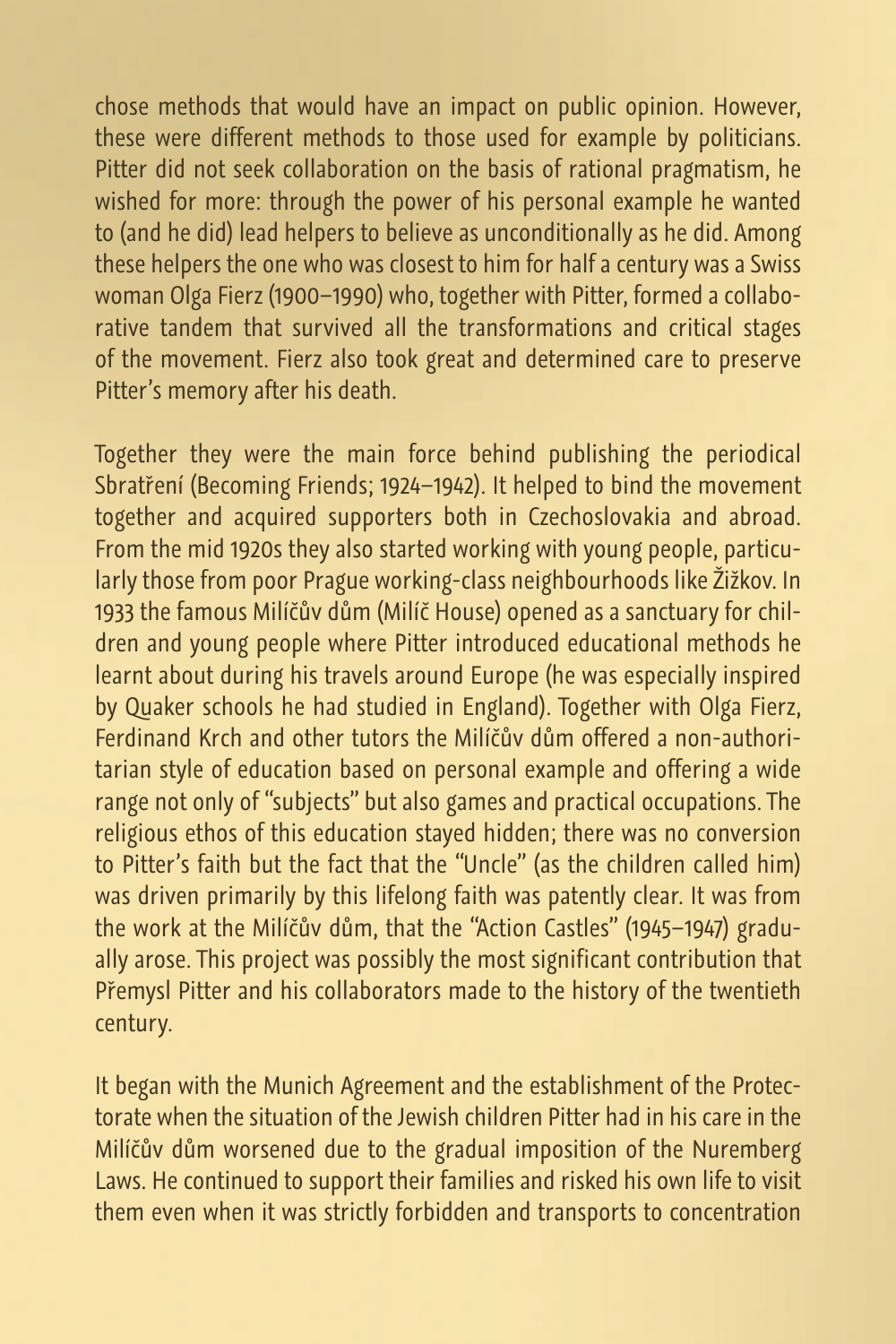chose methods that would have an impact on public opinion. However, these were different methods to those used for example by politicians. Pitter did not seek collaboration on the basis of rational pragmatism, he wished for more: through the power of his personal example he wanted to (and he did) lead helpers to believe as unconditionally as he did. Among these helpers the one who was closest to him for half a century was a Swiss woman Olga Fierz (1900–1990) who, together with Pitter, formed a collaborative tandem that survived all the transformations and critical stages of the movement. Fierz also took great and determined care to preserve Pitter's memory after his death.

Together they were the main force behind publishing the periodical Sbratření (Becoming Friends; 1924–1942). It helped to bind the movement together and acquired supporters both in Czechoslovakia and abroad. From the mid 1920s they also started working with young people, particularly those from poor Prague working-class neighbourhoods like Žižkov. In 1933 the famous Milíčův dům (Milíč House) opened as a sanctuary for children and young people where Pitter introduced educational methods he learnt about during his travels around Europe (he was especially inspired by Quaker schools he had studied in England). Together with Olga Fierz, Ferdinand Krch and other tutors the Milíčův dům offered a non-authoritarian style of education based on personal example and offering a wide range not only of "subjects" but also games and practical occupations. The religious ethos of this education stayed hidden; there was no conversion to Pitter's faith but the fact that the "Uncle" (as the children called him) was driven primarily by this lifelong faith was patently clear. It was from the work at the Milíčův dům, that the "Action Castles" (1945–1947) gradually arose. This project was possibly the most significant contribution that Přemysl Pitter and his collaborators made to the history of the twentieth century.

It began with the Munich Agreement and the establishment of the Protectorate when the situation of the Jewish children Pitter had in his care in the Milíčův dům worsened due to the gradual imposition of the Nuremberg Laws. He continued to support their families and risked his own life to visit them even when it was strictly forbidden and transports to concentration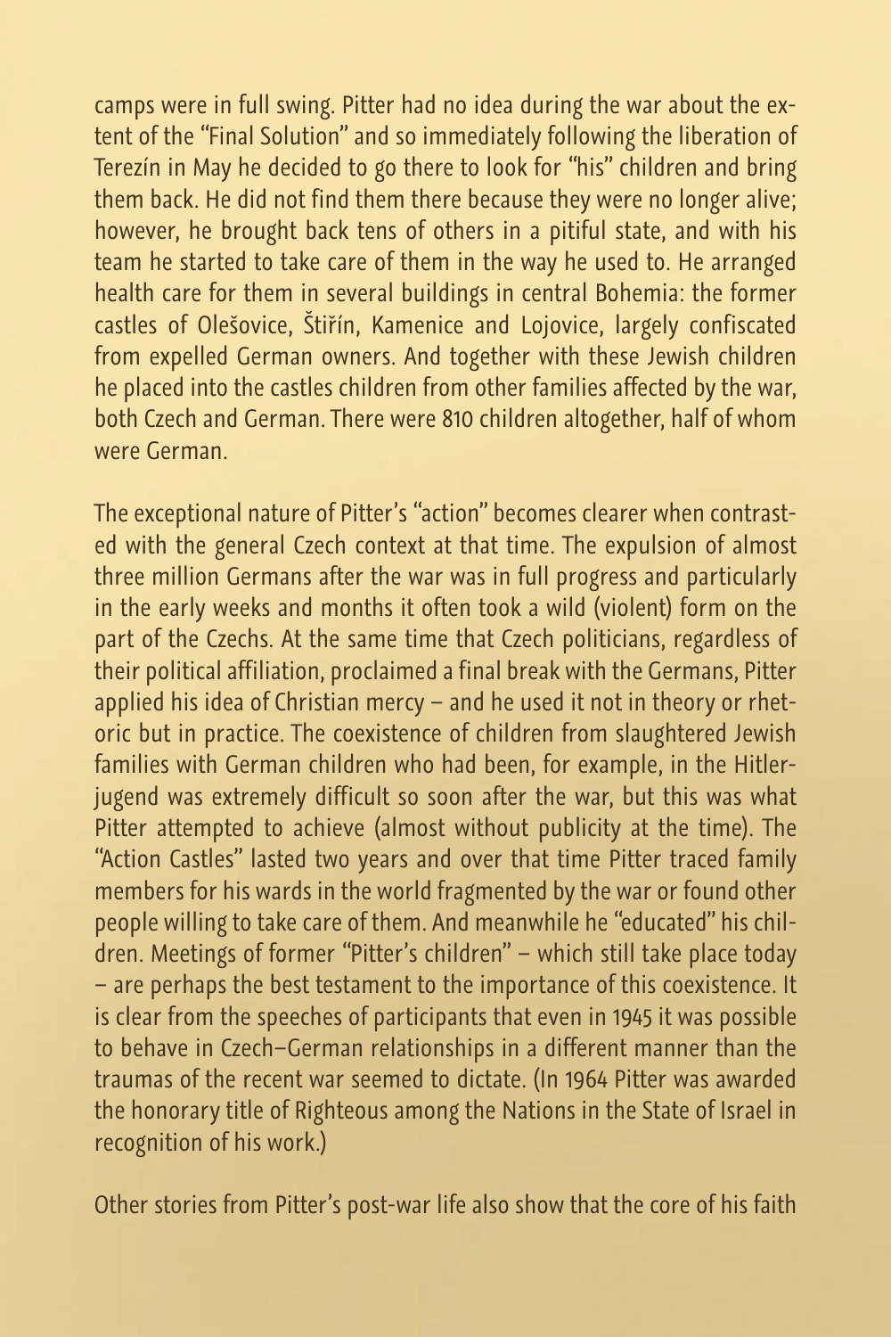camps were in full swing. Pitter had no idea during the war about the extent of the "Final Solution" and so immediately following the liberation of Terezín in May he decided to go there to look for "his" children and bring them back. He did not find them there because they were no longer alive; however, he brought back tens of others in a pitiful state, and with his team he started to take care of them in the way he used to. He arranged health care for them in several buildings in central Bohemia: the former castles of Olešovice, Štiřín, Kamenice and Lojovice, largely confiscated from expelled German owners. And together with these Jewish children he placed into the castles children from other families affected by the war, both Czech and German. There were 810 children altogether, half of whom were German.

The exceptional nature of Pitter's "action" becomes clearer when contrasted with the general Czech context at that time. The expulsion of almost three million Germans after the war was in full progress and particularly in the early weeks and months it often took a wild (violent) form on the part of the Czechs. At the same time that Czech politicians, regardless of their political affiliation, proclaimed a final break with the Germans, Pitter applied his idea of Christian mercy – and he used it not in theory or rhetoric but in practice. The coexistence of children from slaughtered Jewish families with German children who had been, for example, in the Hitlerjugend was extremely difficult so soon after the war, but this was what Pitter attempted to achieve (almost without publicity at the time). The "Action Castles" lasted two years and over that time Pitter traced family members for his wards in the world fragmented by the war or found other people willing to take care of them. And meanwhile he "educated" his children. Meetings of former "Pitter's children" – which still take place today – are perhaps the best testament to the importance of this coexistence. It is clear from the speeches of participants that even in 1945 it was possible to behave in Czech–German relationships in a different manner than the traumas of the recent war seemed to dictate. (In 1964 Pitter was awarded the honorary title of Righteous among the Nations in the State of Israel in recognition of his work.)

Other stories from Pitter's post-war life also show that the core of his faith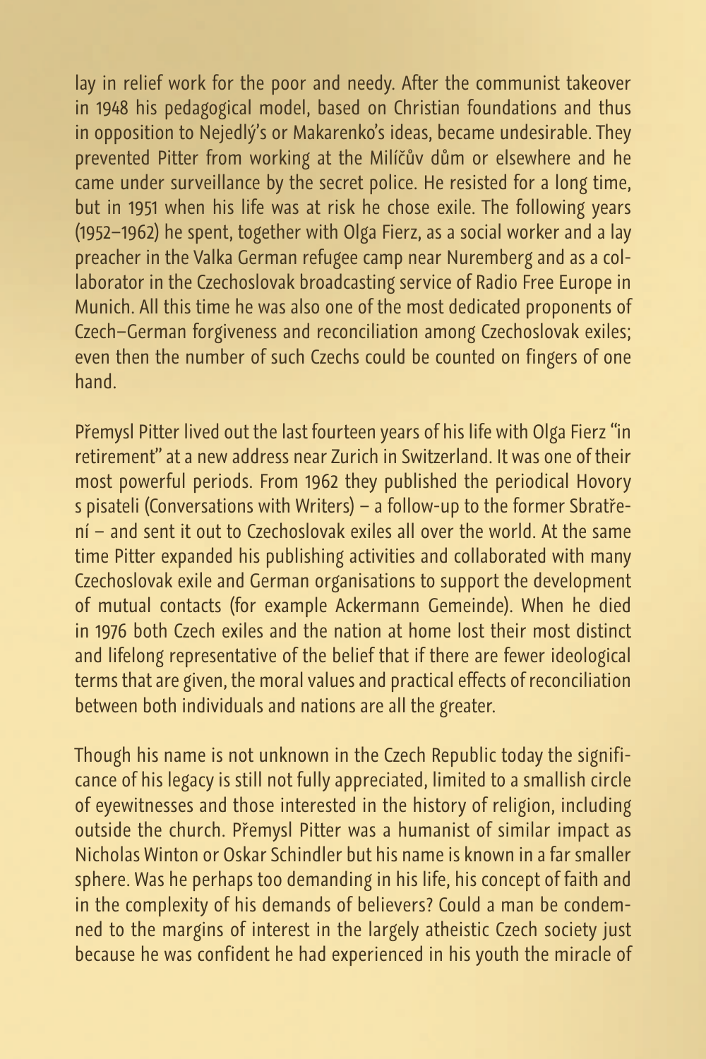lay in relief work for the poor and needy. After the communist takeover in 1948 his pedagogical model, based on Christian foundations and thus in opposition to Nejedlý's or Makarenko's ideas, became undesirable. They prevented Pitter from working at the Milíčův dům or elsewhere and he came under surveillance by the secret police. He resisted for a long time, but in 1951 when his life was at risk he chose exile. The following years (1952–1962) he spent, together with Olga Fierz, as a social worker and a lay preacher in the Valka German refugee camp near Nuremberg and as a collaborator in the Czechoslovak broadcasting service of Radio Free Europe in Munich. All this time he was also one of the most dedicated proponents of Czech–German forgiveness and reconciliation among Czechoslovak exiles; even then the number of such Czechs could be counted on fingers of one hand.

Přemysl Pitter lived out the last fourteen years of his life with Olga Fierz "in retirement" at a new address near Zurich in Switzerland. It was one of their most powerful periods. From 1962 they published the periodical Hovory s pisateli (Conversations with Writers) – a follow-up to the former Sbratření – and sent it out to Czechoslovak exiles all over the world. At the same time Pitter expanded his publishing activities and collaborated with many Czechoslovak exile and German organisations to support the development of mutual contacts (for example Ackermann Gemeinde). When he died in 1976 both Czech exiles and the nation at home lost their most distinct and lifelong representative of the belief that if there are fewer ideological terms that are given, the moral values and practical effects of reconciliation between both individuals and nations are all the greater.

Though his name is not unknown in the Czech Republic today the significance of his legacy is still not fully appreciated, limited to a smallish circle of eyewitnesses and those interested in the history of religion, including outside the church. Přemysl Pitter was a humanist of similar impact as Nicholas Winton or Oskar Schindler but his name is known in a far smaller sphere. Was he perhaps too demanding in his life, his concept of faith and in the complexity of his demands of believers? Could a man be condemned to the margins of interest in the largely atheistic Czech society just because he was confident he had experienced in his youth the miracle of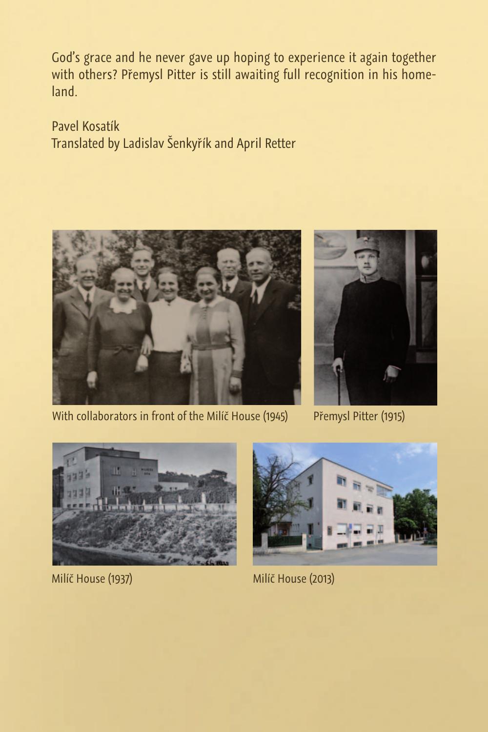God's grace and he never gave up hoping to experience it again together with others? Přemysl Pitter is still awaiting full recognition in his homeland.

Pavel Kosatík
Translated by Ladislav Šenkyřík and April Retter

With collaborators in front of the Milíč House (1945)

Přemysl Pitter (1915)

Milíč House (1937)

Milíč House (2013)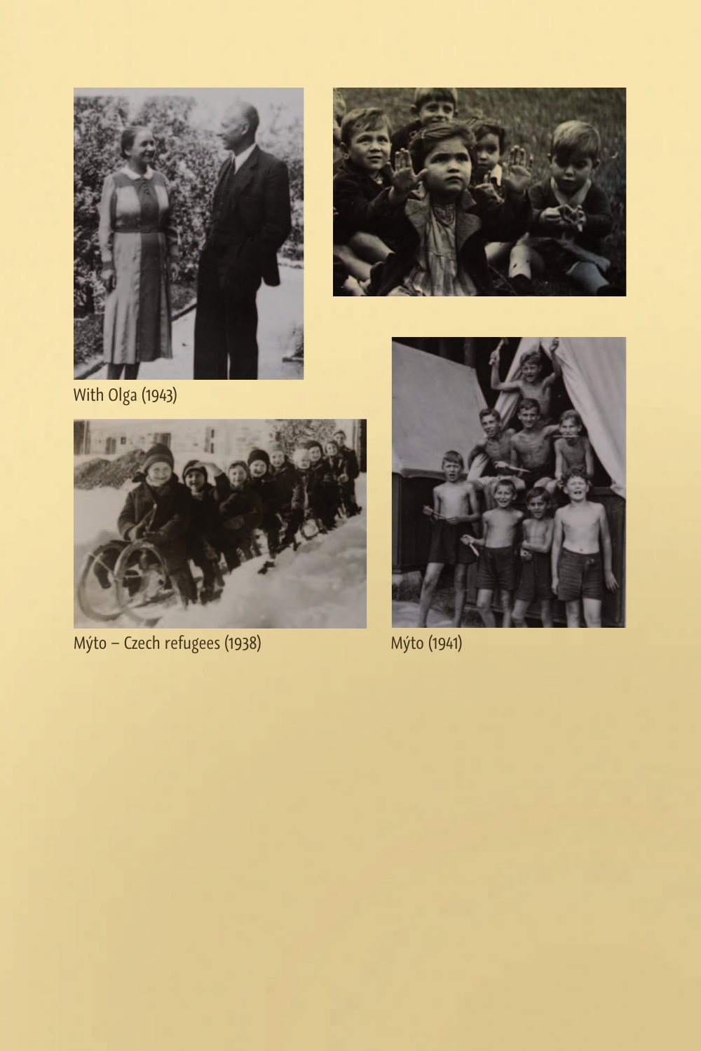With Olga (1943)

Mýto – Czech refugees (1938)

Mýto (1941)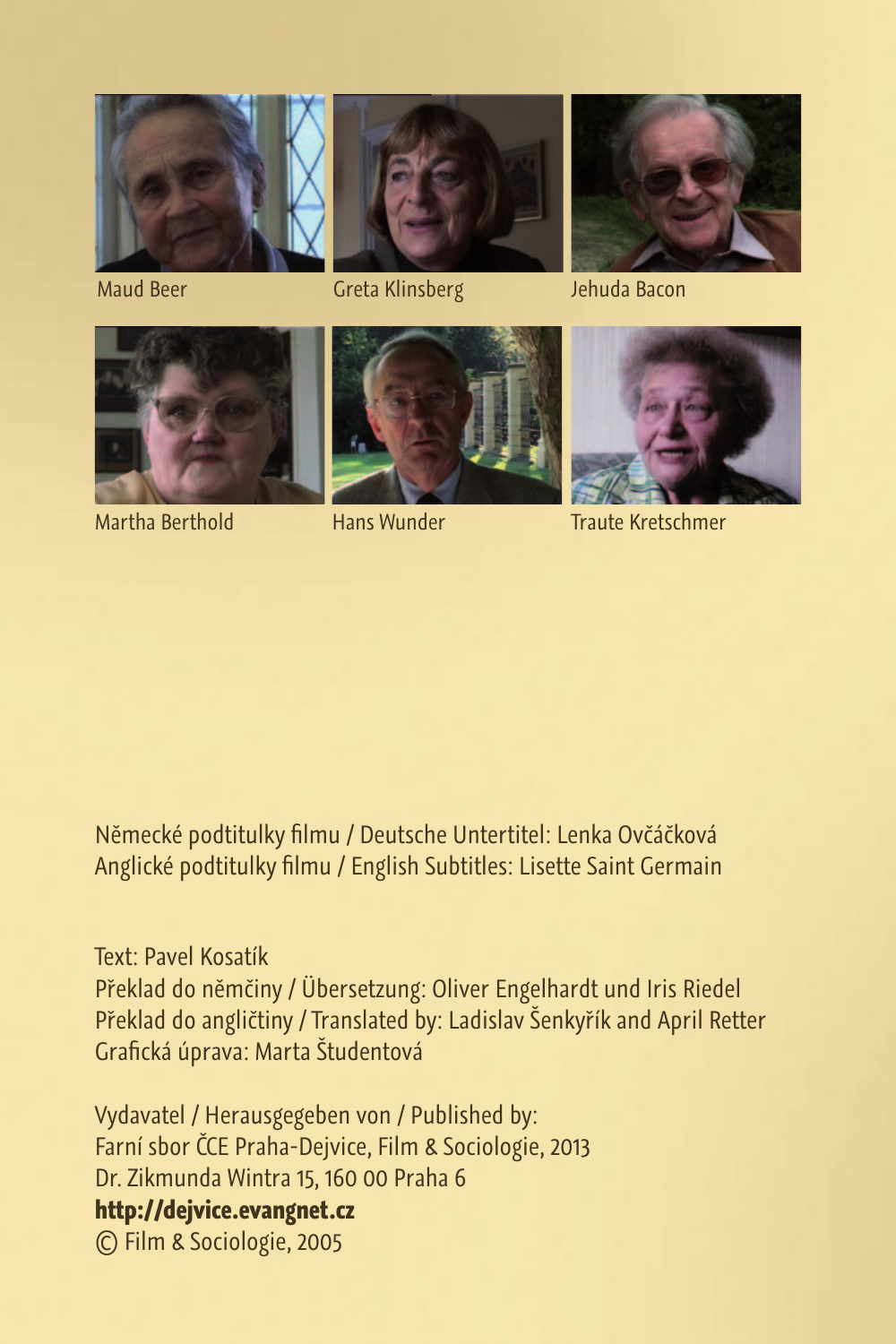Maud Beer

Greta Klinsberg

Jehuda Bacon

Martha Berthold

Hans Wunder

Traute Kretschmer

Německé podtitulky filmu / Deutsche Untertitel: Lenka Ovčáčková
Anglické podtitulky filmu / English Subtitles: Lisette Saint Germain

Text: Pavel Kosatík
Překlad do němčiny / Übersetzung: Oliver Engelhardt und Iris Riedel
Překlad do angličtiny / Translated by: Ladislav Šenkyřík and April Retter
Grafická úprava: Marta Študentová

Vydavatel / Herausgegeben von / Published by:
Farní sbor ČCE Praha-Dejvice, Film & Sociologie, 2013
Dr. Zikmunda Wintra 15, 160 00 Praha 6
**http://dejvice.evangnet.cz**
© Film & Sociologie, 2005